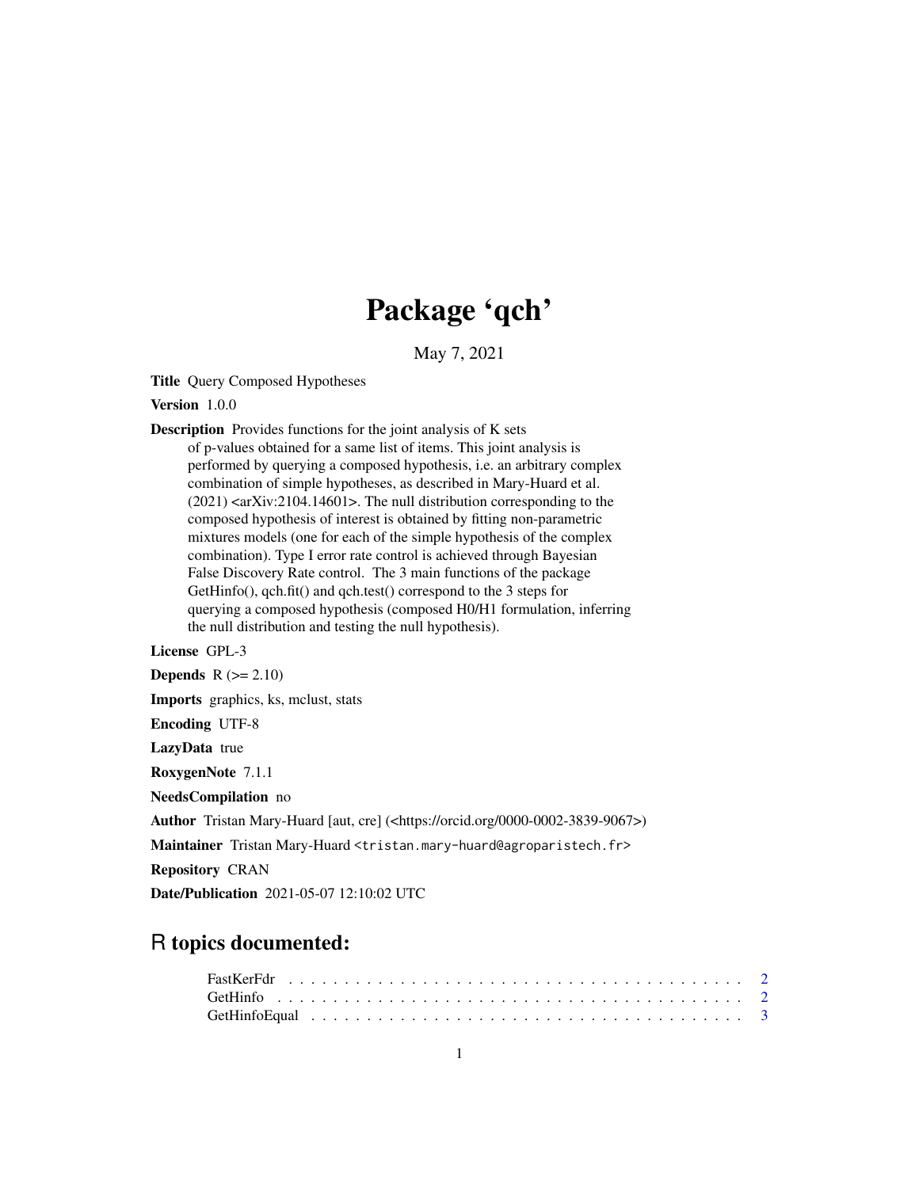# Package 'qch'

May 7, 2021

**Title** Query Composed Hypotheses

**Version** 1.0.0

**Description** Provides functions for the joint analysis of K sets of p-values obtained for a same list of items. This joint analysis is performed by querying a composed hypothesis, i.e. an arbitrary complex combination of simple hypotheses, as described in Mary-Huard et al. (2021) <arXiv:2104.14601>. The null distribution corresponding to the composed hypothesis of interest is obtained by fitting non-parametric mixtures models (one for each of the simple hypothesis of the complex combination). Type I error rate control is achieved through Bayesian False Discovery Rate control. The 3 main functions of the package GetHinfo(), qch.fit() and qch.test() correspond to the 3 steps for querying a composed hypothesis (composed H0/H1 formulation, inferring the null distribution and testing the null hypothesis).

**License** GPL-3

**Depends** R (>= 2.10)

**Imports** graphics, ks, mclust, stats

**Encoding** UTF-8

**LazyData** true

**RoxygenNote** 7.1.1

**NeedsCompilation** no

**Author** Tristan Mary-Huard [aut, cre] (<https://orcid.org/0000-0002-3839-9067>)

**Maintainer** Tristan Mary-Huard <tristan.mary-huard@agroparistech.fr>

**Repository** CRAN

**Date/Publication** 2021-05-07 12:10:02 UTC

## R topics documented:

FastKerFdr . . . . . . . . . . . . . . . . . . . . . . . . . . . . . . . . . . . . . . . . 2
GetHinfo . . . . . . . . . . . . . . . . . . . . . . . . . . . . . . . . . . . . . . . . . 2
GetHinfoEqual . . . . . . . . . . . . . . . . . . . . . . . . . . . . . . . . . . . . . . 3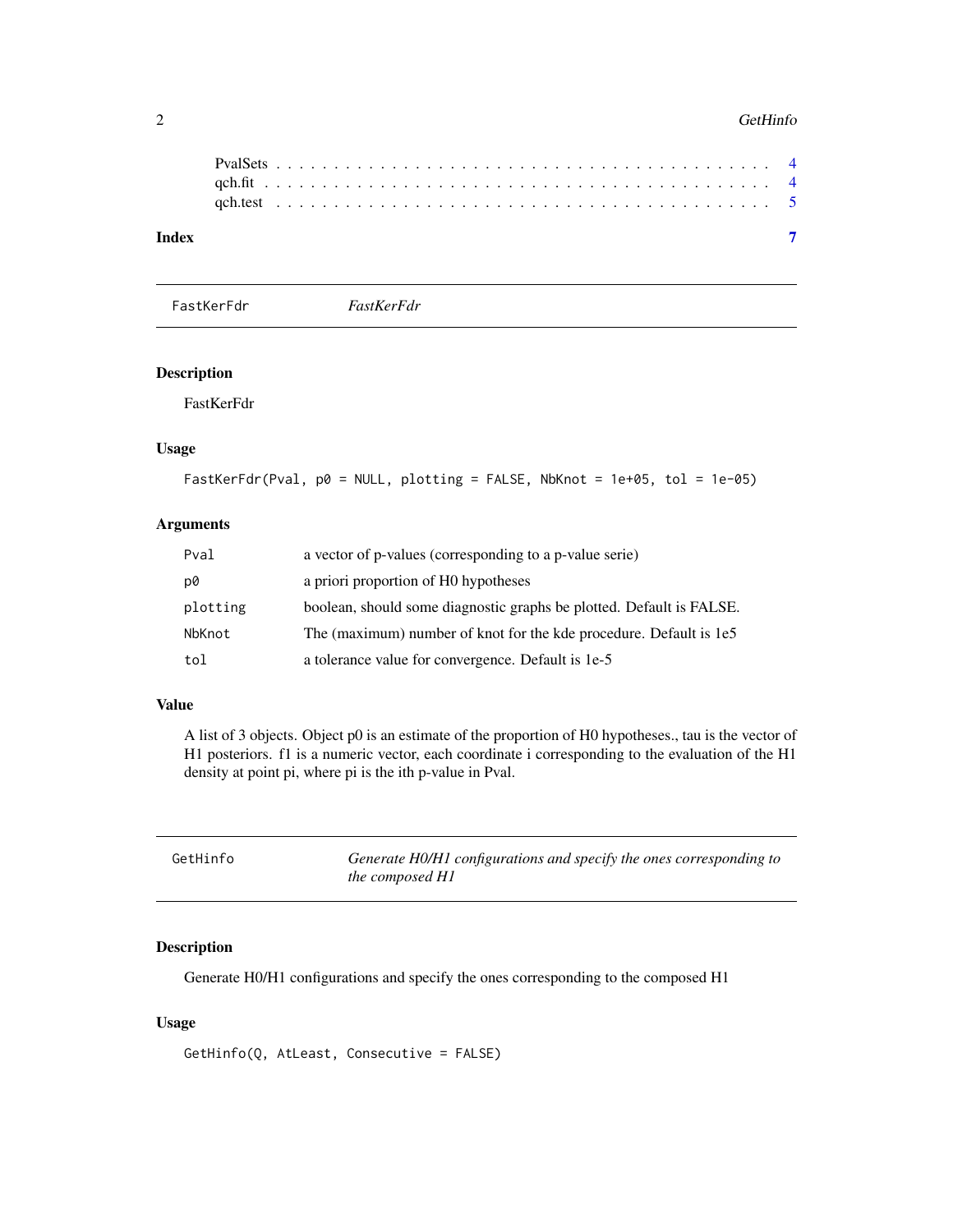PvalSets . . . . . . . . . . . . . . . . . . . . . . . . . . . . . . . . . . . . . . . . 4
qch.fit . . . . . . . . . . . . . . . . . . . . . . . . . . . . . . . . . . . . . . . . . 4
qch.test . . . . . . . . . . . . . . . . . . . . . . . . . . . . . . . . . . . . . . . . 5

**Index** **7**

---

## FastKerFdr *FastKerFdr*

### Description

FastKerFdr

### Usage

```
FastKerFdr(Pval, p0 = NULL, plotting = FALSE, NbKnot = 1e+05, tol = 1e-05)
```

### Arguments

| | |
|---|---|
| `Pval` | a vector of p-values (corresponding to a p-value serie) |
| `p0` | a priori proportion of H0 hypotheses |
| `plotting` | boolean, should some diagnostic graphs be plotted. Default is FALSE. |
| `NbKnot` | The (maximum) number of knot for the kde procedure. Default is 1e5 |
| `tol` | a tolerance value for convergence. Default is 1e-5 |

### Value

A list of 3 objects. Object p0 is an estimate of the proportion of H0 hypotheses., tau is the vector of H1 posteriors. f1 is a numeric vector, each coordinate i corresponding to the evaluation of the H1 density at point pi, where pi is the ith p-value in Pval.

---

## GetHinfo *Generate H0/H1 configurations and specify the ones corresponding to the composed H1*

### Description

Generate H0/H1 configurations and specify the ones corresponding to the composed H1

### Usage

```
GetHinfo(Q, AtLeast, Consecutive = FALSE)
```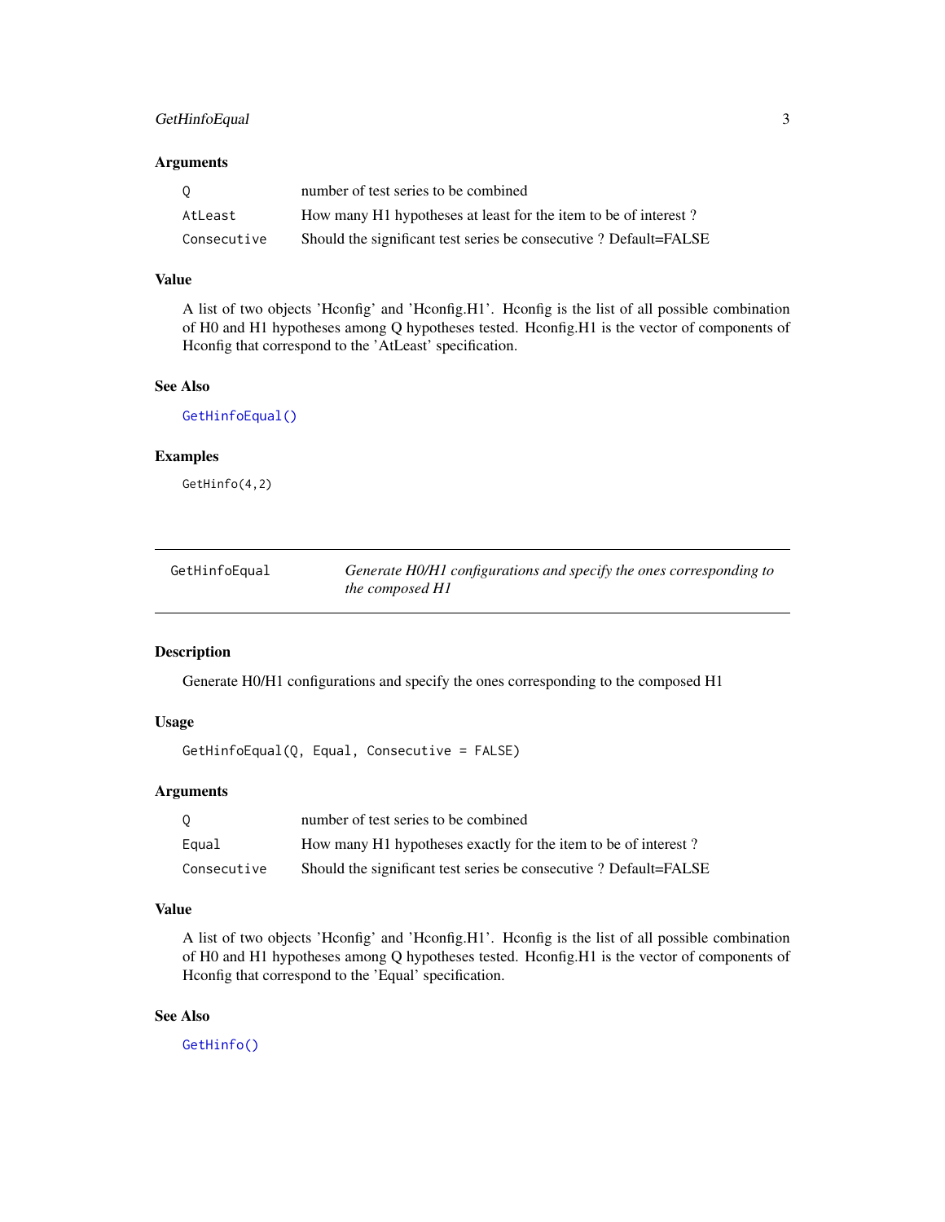### Arguments

| | |
|---|---|
| `Q` | number of test series to be combined |
| `AtLeast` | How many H1 hypotheses at least for the item to be of interest ? |
| `Consecutive` | Should the significant test series be consecutive ? Default=FALSE |

### Value

A list of two objects 'Hconfig' and 'Hconfig.H1'. Hconfig is the list of all possible combination of H0 and H1 hypotheses among Q hypotheses tested. Hconfig.H1 is the vector of components of Hconfig that correspond to the 'AtLeast' specification.

### See Also

`GetHinfoEqual()`

### Examples

```
GetHinfo(4,2)
```

---

## GetHinfoEqual — *Generate H0/H1 configurations and specify the ones corresponding to the composed H1*

### Description

Generate H0/H1 configurations and specify the ones corresponding to the composed H1

### Usage

```
GetHinfoEqual(Q, Equal, Consecutive = FALSE)
```

### Arguments

| | |
|---|---|
| `Q` | number of test series to be combined |
| `Equal` | How many H1 hypotheses exactly for the item to be of interest ? |
| `Consecutive` | Should the significant test series be consecutive ? Default=FALSE |

### Value

A list of two objects 'Hconfig' and 'Hconfig.H1'. Hconfig is the list of all possible combination of H0 and H1 hypotheses among Q hypotheses tested. Hconfig.H1 is the vector of components of Hconfig that correspond to the 'Equal' specification.

### See Also

`GetHinfo()`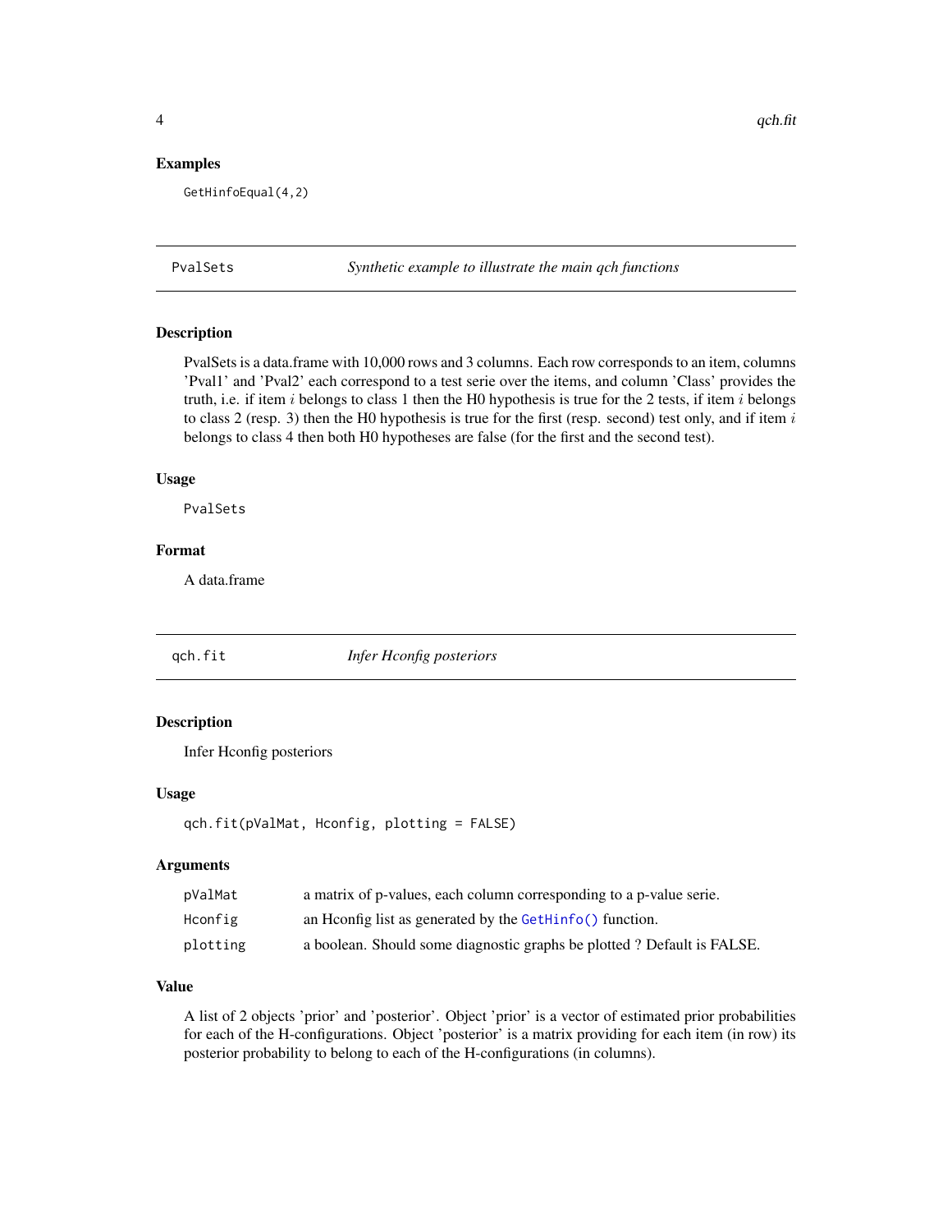## Examples

```
GetHinfoEqual(4,2)
```

---

## PvalSets — *Synthetic example to illustrate the main qch functions*

### Description

PvalSets is a data.frame with 10,000 rows and 3 columns. Each row corresponds to an item, columns 'Pval1' and 'Pval2' each correspond to a test serie over the items, and column 'Class' provides the truth, i.e. if item $i$ belongs to class 1 then the H0 hypothesis is true for the 2 tests, if item $i$ belongs to class 2 (resp. 3) then the H0 hypothesis is true for the first (resp. second) test only, and if item $i$ belongs to class 4 then both H0 hypotheses are false (for the first and the second test).

### Usage

```
PvalSets
```

### Format

A data.frame

---

## qch.fit — *Infer Hconfig posteriors*

### Description

Infer Hconfig posteriors

### Usage

```
qch.fit(pValMat, Hconfig, plotting = FALSE)
```

### Arguments

| | |
|---|---|
| pValMat | a matrix of p-values, each column corresponding to a p-value serie. |
| Hconfig | an Hconfig list as generated by the GetHinfo() function. |
| plotting | a boolean. Should some diagnostic graphs be plotted ? Default is FALSE. |

### Value

A list of 2 objects 'prior' and 'posterior'. Object 'prior' is a vector of estimated prior probabilities for each of the H-configurations. Object 'posterior' is a matrix providing for each item (in row) its posterior probability to belong to each of the H-configurations (in columns).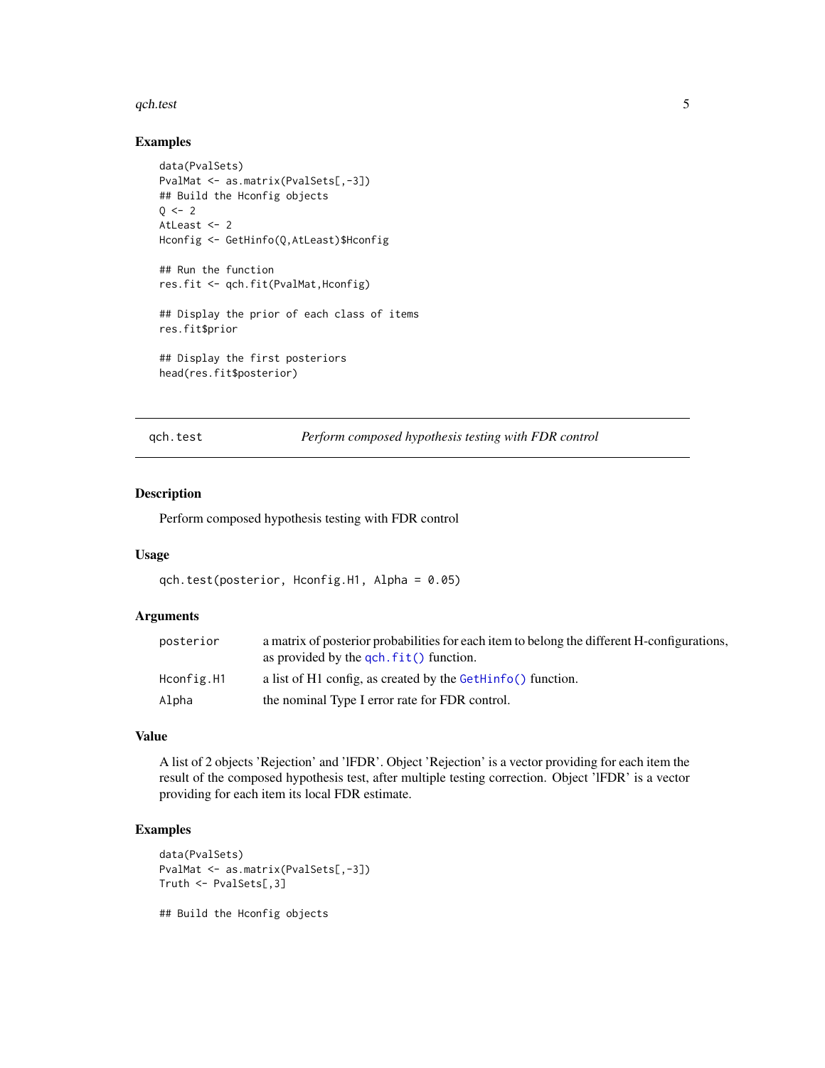### Examples

```
data(PvalSets)
PvalMat <- as.matrix(PvalSets[,-3])
## Build the Hconfig objects
Q <- 2
AtLeast <- 2
Hconfig <- GetHinfo(Q,AtLeast)$Hconfig

## Run the function
res.fit <- qch.fit(PvalMat,Hconfig)

## Display the prior of each class of items
res.fit$prior

## Display the first posteriors
head(res.fit$posterior)
```

---

## qch.test — *Perform composed hypothesis testing with FDR control*

### Description

Perform composed hypothesis testing with FDR control

### Usage

```
qch.test(posterior, Hconfig.H1, Alpha = 0.05)
```

### Arguments

| | |
|---|---|
| `posterior` | a matrix of posterior probabilities for each item to belong the different H-configurations, as provided by the `qch.fit()` function. |
| `Hconfig.H1` | a list of H1 config, as created by the `GetHinfo()` function. |
| `Alpha` | the nominal Type I error rate for FDR control. |

### Value

A list of 2 objects 'Rejection' and 'lFDR'. Object 'Rejection' is a vector providing for each item the result of the composed hypothesis test, after multiple testing correction. Object 'lFDR' is a vector providing for each item its local FDR estimate.

### Examples

```
data(PvalSets)
PvalMat <- as.matrix(PvalSets[,-3])
Truth <- PvalSets[,3]

## Build the Hconfig objects
```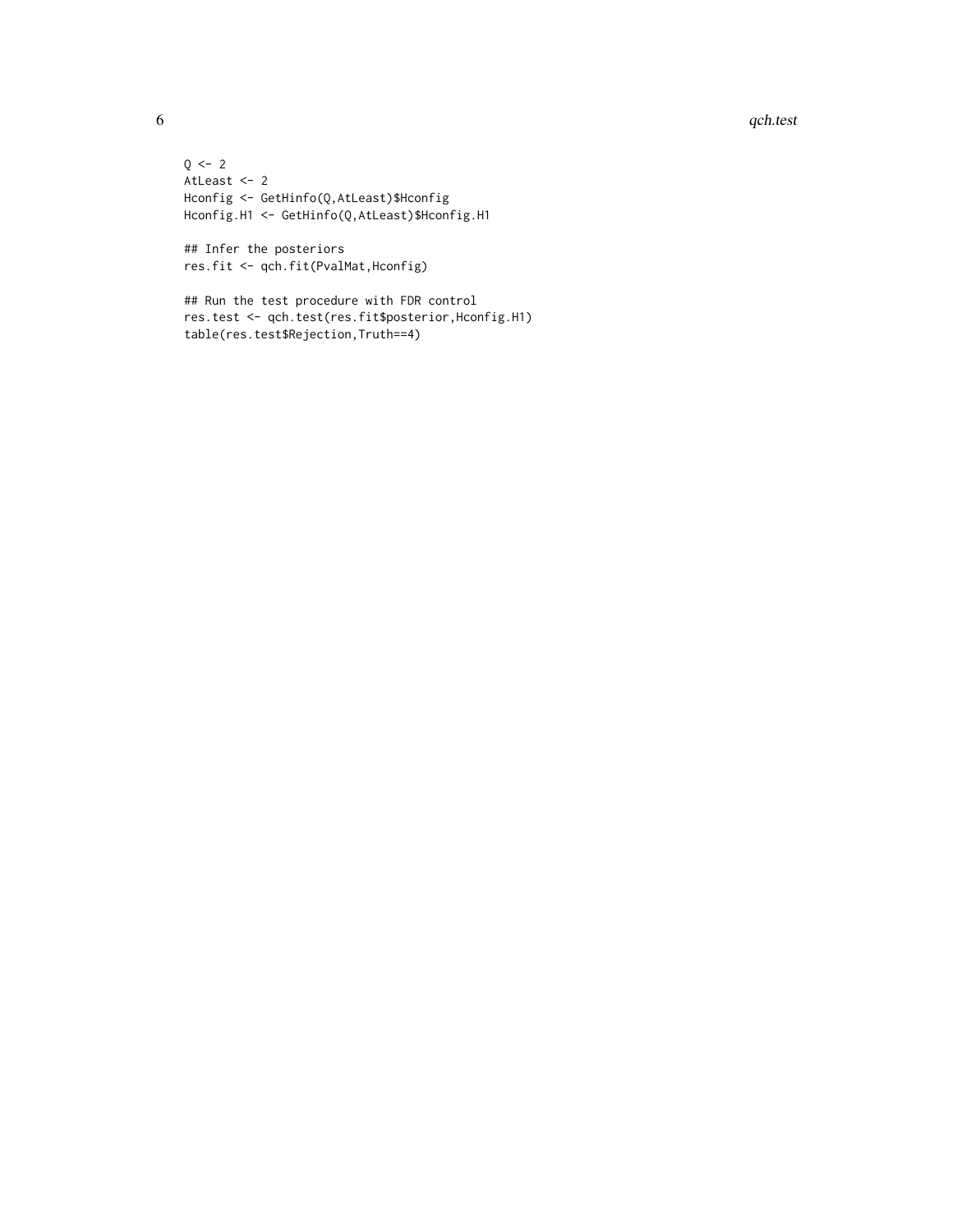```
Q <- 2
AtLeast <- 2
Hconfig <- GetHinfo(Q,AtLeast)$Hconfig
Hconfig.H1 <- GetHinfo(Q,AtLeast)$Hconfig.H1

## Infer the posteriors
res.fit <- qch.fit(PvalMat,Hconfig)

## Run the test procedure with FDR control
res.test <- qch.test(res.fit$posterior,Hconfig.H1)
table(res.test$Rejection,Truth==4)
```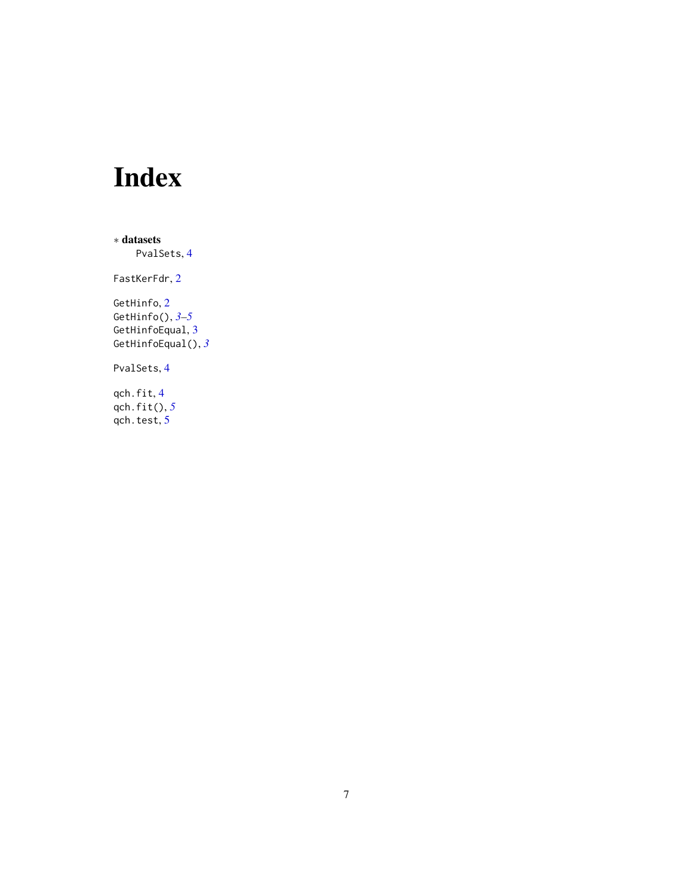# Index

* **datasets**
    PvalSets, 4

FastKerFdr, 2

GetHinfo, 2
GetHinfo(), *3–5*
GetHinfoEqual, 3
GetHinfoEqual(), *3*

PvalSets, 4

qch.fit, 4
qch.fit(), *5*
qch.test, 5